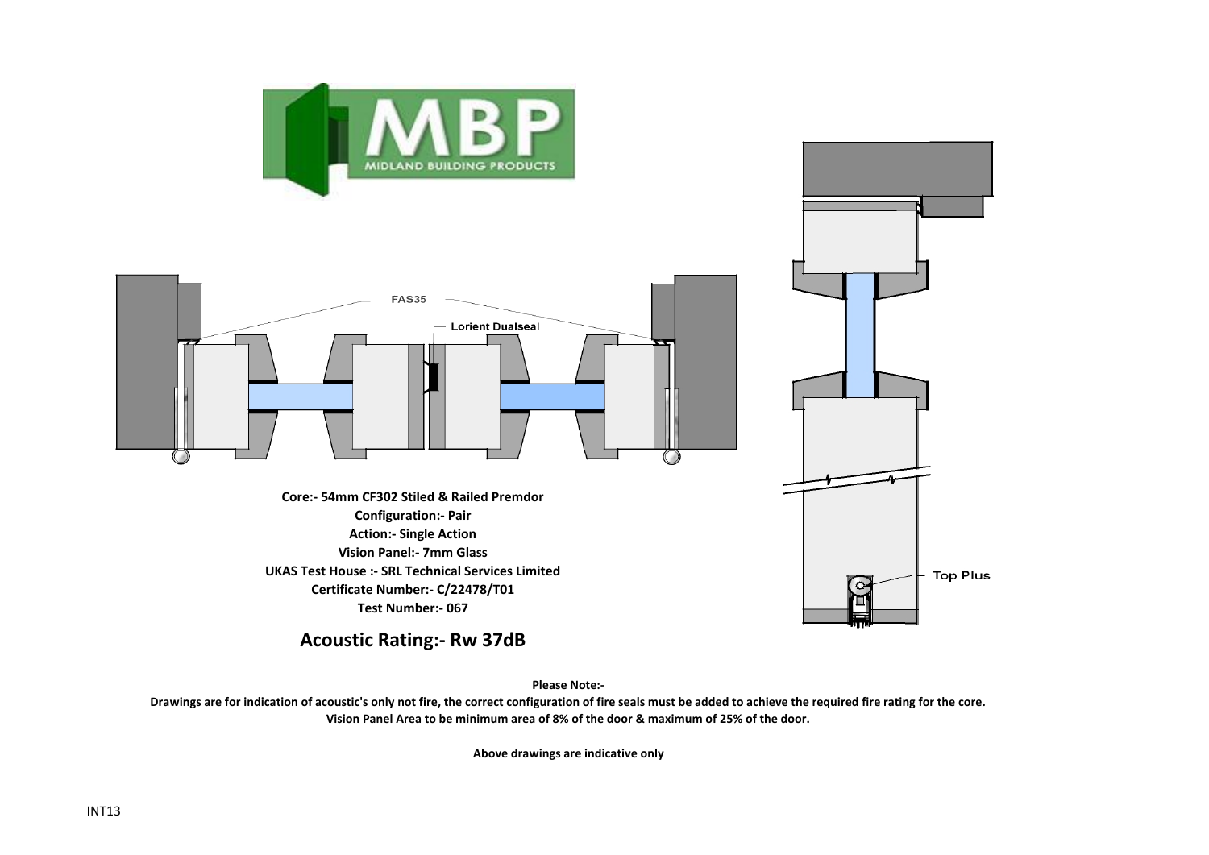MBP
MIDLAND BUILDING PRODUCTS

FAS35

Lorient Dualseal

Top Plus

**Core:- 54mm CF302 Stiled & Railed Premdor**
**Configuration:- Pair**
**Action:- Single Action**
**Vision Panel:- 7mm Glass**
**UKAS Test House :- SRL Technical Services Limited**
**Certificate Number:- C/22478/T01**
**Test Number:- 067**

## Acoustic Rating:- Rw 37dB

**Please Note:-**

**Drawings are for indication of acoustic's only not fire, the correct configuration of fire seals must be added to achieve the required fire rating for the core.**
**Vision Panel Area to be minimum area of 8% of the door & maximum of 25% of the door.**

**Above drawings are indicative only**

INT13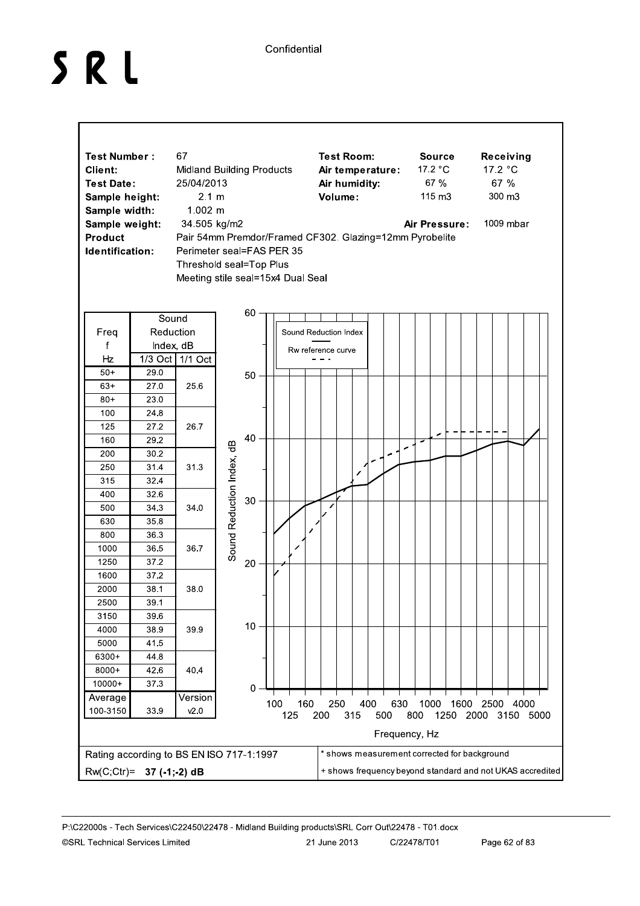Confidential

SRL

| | | | | |
|---|---|---|---|---|
| **Test Number :** | 67 | **Test Room:** | **Source** | **Receiving** |
| **Client:** | Midland Building Products | **Air temperature:** | 17.2 °C | 17.2 °C |
| **Test Date:** | 25/04/2013 | **Air humidity:** | 67 % | 67 % |
| **Sample height:** | 2.1 m | **Volume:** | 115 m3 | 300 m3 |
| **Sample width:** | 1.002 m | | | |
| **Sample weight:** | 34.505 kg/m2 | | **Air Pressure:** | 1009 mbar |

**Product Identification:** Pair 54mm Premdor/Framed CF302. Glazing=12mm Pyrobelite
Perimeter seal=FAS PER 35
Threshold seal=Top Plus
Meeting stile seal=15x4 Dual Seal

| Freq f Hz | Sound Reduction Index, dB 1/3 Oct | 1/1 Oct |
|---|---|---|
| 50+ | 29.0 | |
| 63+ | 27.0 | 25.6 |
| 80+ | 23.0 | |
| 100 | 24.8 | |
| 125 | 27.2 | 26.7 |
| 160 | 29.2 | |
| 200 | 30.2 | |
| 250 | 31.4 | 31.3 |
| 315 | 32.4 | |
| 400 | 32.6 | |
| 500 | 34.3 | 34.0 |
| 630 | 35.8 | |
| 800 | 36.3 | |
| 1000 | 36.5 | 36.7 |
| 1250 | 37.2 | |
| 1600 | 37.2 | |
| 2000 | 38.1 | 38.0 |
| 2500 | 39.1 | |
| 3150 | 39.6 | |
| 4000 | 38.9 | 39.9 |
| 5000 | 41.5 | |
| 6300+ | 44.8 | |
| 8000+ | 42.6 | 40.4 |
| 10000+ | 37.3 | |
| Average 100-3150 | 33.9 | Version v2.0 |

Sound Reduction Index
Rw reference curve

Sound Reduction Index, dB

0
10
20
30
40
50
60

100 125 160 200 250 315 400 500 630 800 1000 1250 1600 2000 2500 3150 4000 5000

Frequency, Hz

Rating according to BS EN ISO 717-1:1997

Rw(C;Ctr)= **37 (-1;-2) dB**

\* shows measurement corrected for background

\+ shows frequency beyond standard and not UKAS accredited

P:\C22000s - Tech Services\C22450\22478 - Midland Building products\SRL Corr Out\22478 - T01.docx

©SRL Technical Services Limited 21 June 2013 C/22478/T01